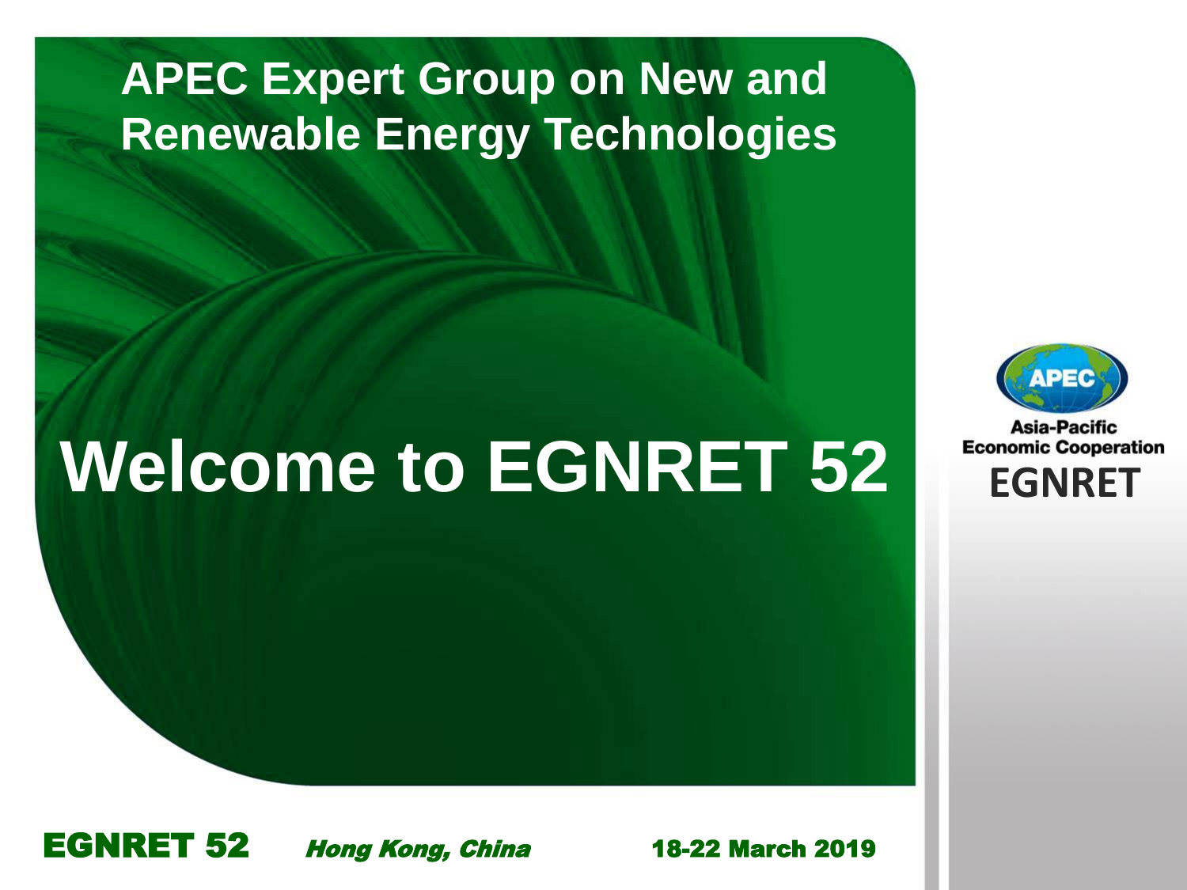# APEC Expert Group on New and Renewable Energy Technologies

# Welcome to EGNRET 52

Asia-Pacific Economic Cooperation

EGNRET

**EGNRET 52** ***Hong Kong, China*** **18-22 March 2019**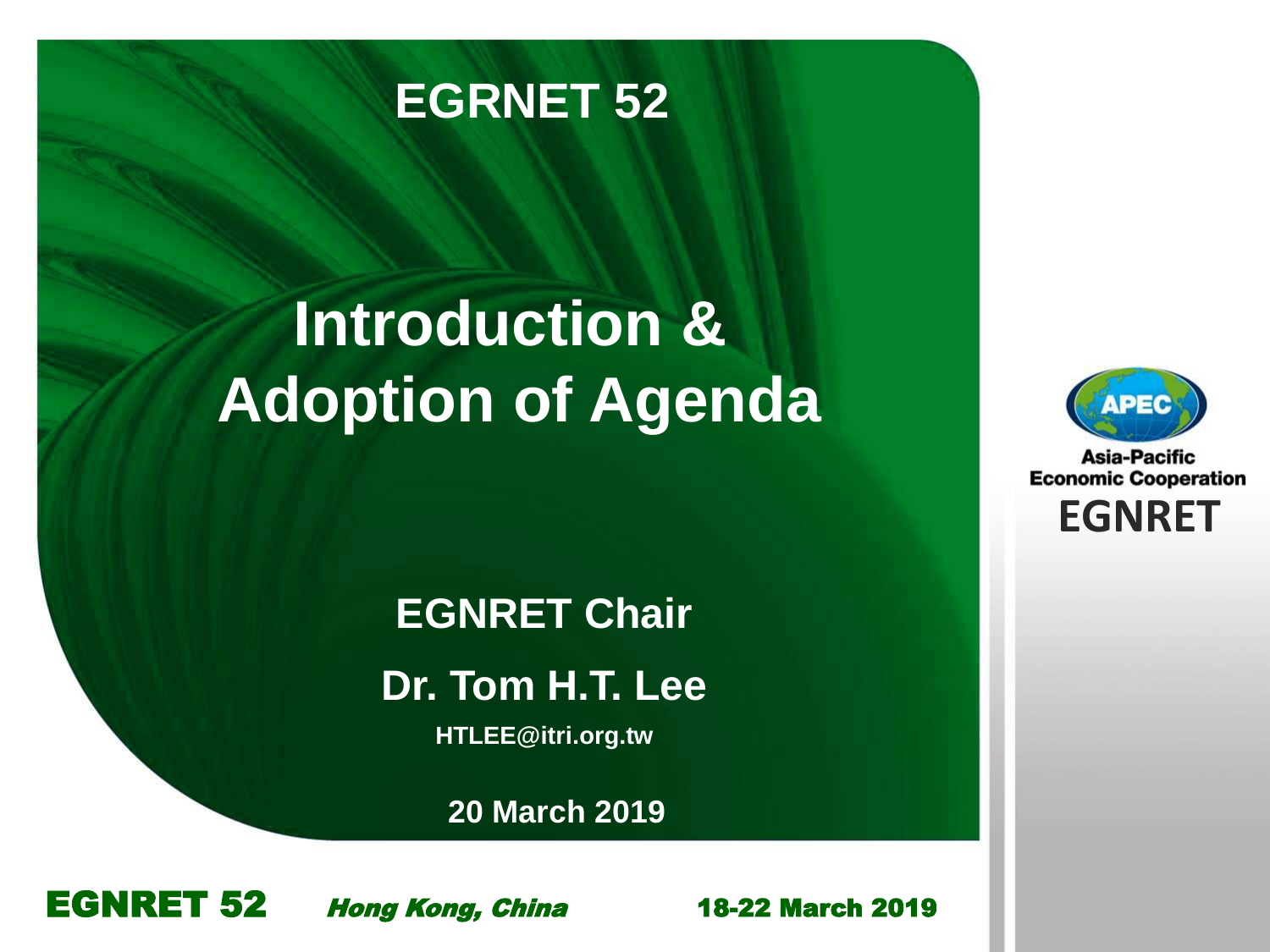EGRNET 52

# Introduction & Adoption of Agenda

**EGNRET Chair**

**Dr. Tom H.T. Lee**

**HTLEE@itri.org.tw**

**20 March 2019**

Asia-Pacific Economic Cooperation

EGNRET

**EGNRET 52** *Hong Kong, China* **18-22 March 2019**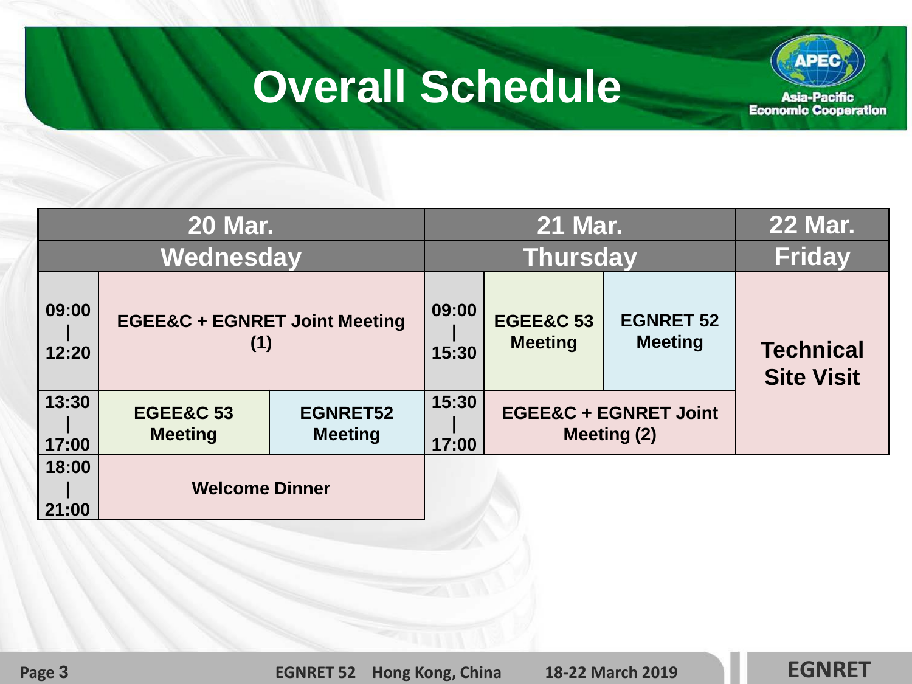# Overall Schedule

| 20 Mar. | | | 21 Mar. | | | 22 Mar. |
|---|---|---|---|---|---|---|
| Wednesday | | | Thursday | | | Friday |
| 09:00 – 12:20 | EGEE&C + EGNRET Joint Meeting (1) | | 09:00 – 15:30 | EGEE&C 53 Meeting | EGNRET 52 Meeting | Technical Site Visit |
| 13:30 – 17:00 | EGEE&C 53 Meeting | EGNRET52 Meeting | 15:30 – 17:00 | EGEE&C + EGNRET Joint Meeting (2) | | |
| 18:00 – 21:00 | Welcome Dinner | | | | | |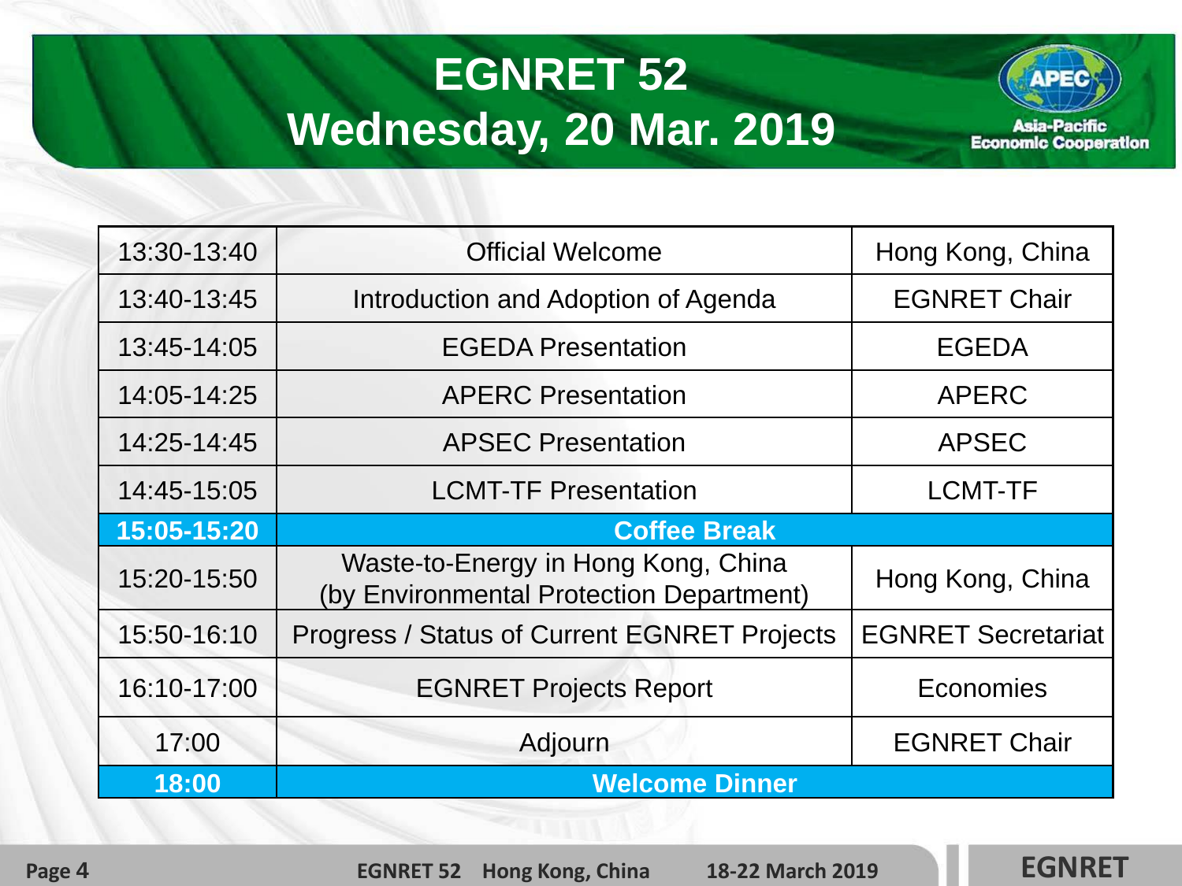# EGNRET 52
## Wednesday, 20 Mar. 2019

| | | |
|---|---|---|
| 13:30-13:40 | Official Welcome | Hong Kong, China |
| 13:40-13:45 | Introduction and Adoption of Agenda | EGNRET Chair |
| 13:45-14:05 | EGEDA Presentation | EGEDA |
| 14:05-14:25 | APERC Presentation | APERC |
| 14:25-14:45 | APSEC Presentation | APSEC |
| 14:45-15:05 | LCMT-TF Presentation | LCMT-TF |
| **15:05-15:20** | **Coffee Break** | |
| 15:20-15:50 | Waste-to-Energy in Hong Kong, China (by Environmental Protection Department) | Hong Kong, China |
| 15:50-16:10 | Progress / Status of Current EGNRET Projects | EGNRET Secretariat |
| 16:10-17:00 | EGNRET Projects Report | Economies |
| 17:00 | Adjourn | EGNRET Chair |
| **18:00** | **Welcome Dinner** | |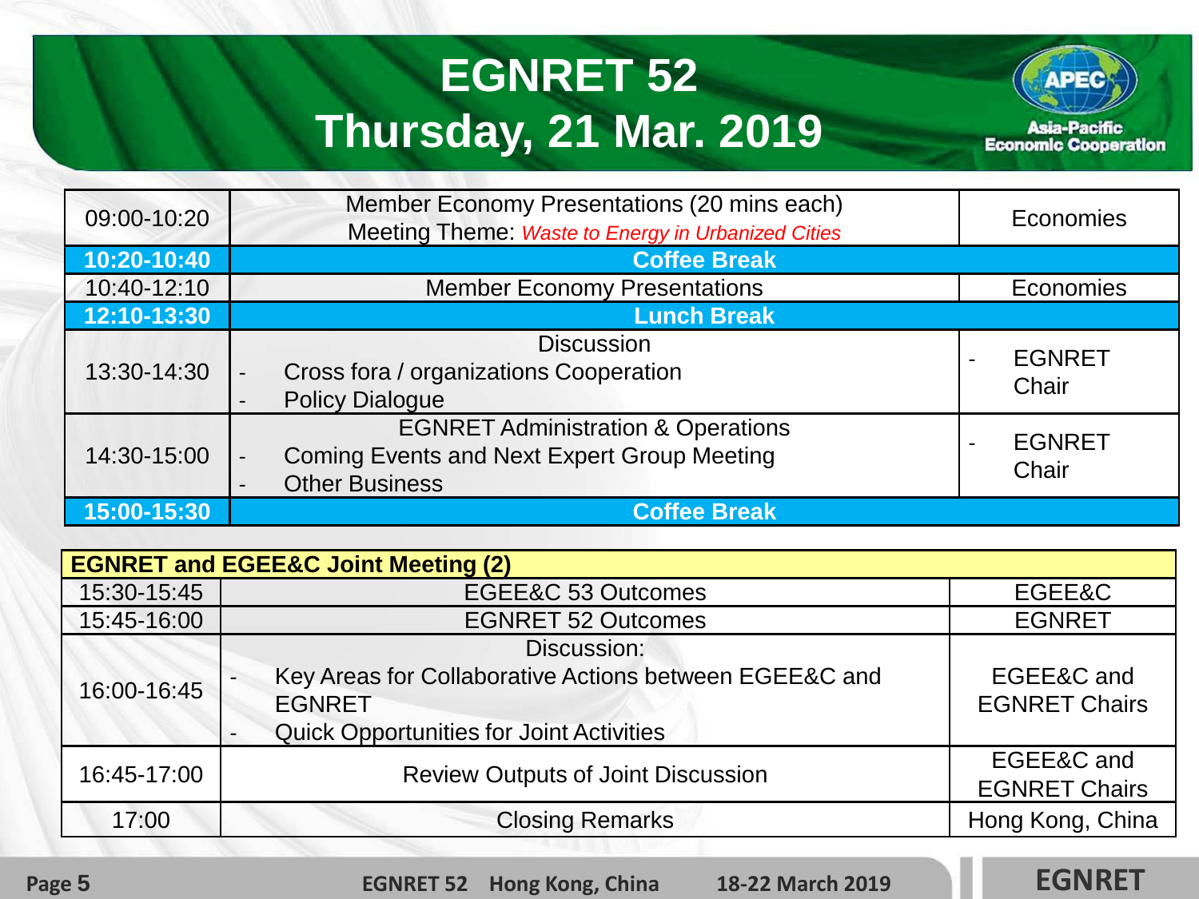# EGNRET 52
# Thursday, 21 Mar. 2019

| | | |
|---|---|---|
| 09:00-10:20 | Member Economy Presentations (20 mins each)<br>Meeting Theme: *Waste to Energy in Urbanized Cities* | Economies |
| **10:20-10:40** | **Coffee Break** | |
| 10:40-12:10 | Member Economy Presentations | Economies |
| **12:10-13:30** | **Lunch Break** | |
| 13:30-14:30 | Discussion<br>- Cross fora / organizations Cooperation<br>- Policy Dialogue | - EGNRET Chair |
| 14:30-15:00 | EGNRET Administration & Operations<br>- Coming Events and Next Expert Group Meeting<br>- Other Business | - EGNRET Chair |
| **15:00-15:30** | **Coffee Break** | |

| **EGNRET and EGEE&C Joint Meeting (2)** | | |
|---|---|---|
| 15:30-15:45 | EGEE&C 53 Outcomes | EGEE&C |
| 15:45-16:00 | EGNRET 52 Outcomes | EGNRET |
| 16:00-16:45 | Discussion:<br>- Key Areas for Collaborative Actions between EGEE&C and EGNRET<br>- Quick Opportunities for Joint Activities | EGEE&C and EGNRET Chairs |
| 16:45-17:00 | Review Outputs of Joint Discussion | EGEE&C and EGNRET Chairs |
| 17:00 | Closing Remarks | Hong Kong, China |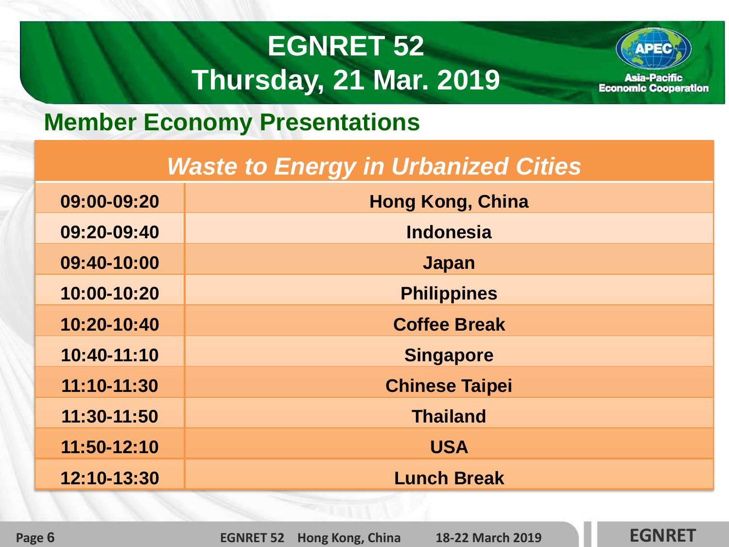# EGNRET 52
# Thursday, 21 Mar. 2019

## Member Economy Presentations

| *Waste to Energy in Urbanized Cities* | |
|---|---|
| 09:00-09:20 | Hong Kong, China |
| 09:20-09:40 | Indonesia |
| 09:40-10:00 | Japan |
| 10:00-10:20 | Philippines |
| 10:20-10:40 | Coffee Break |
| 10:40-11:10 | Singapore |
| 11:10-11:30 | Chinese Taipei |
| 11:30-11:50 | Thailand |
| 11:50-12:10 | USA |
| 12:10-13:30 | Lunch Break |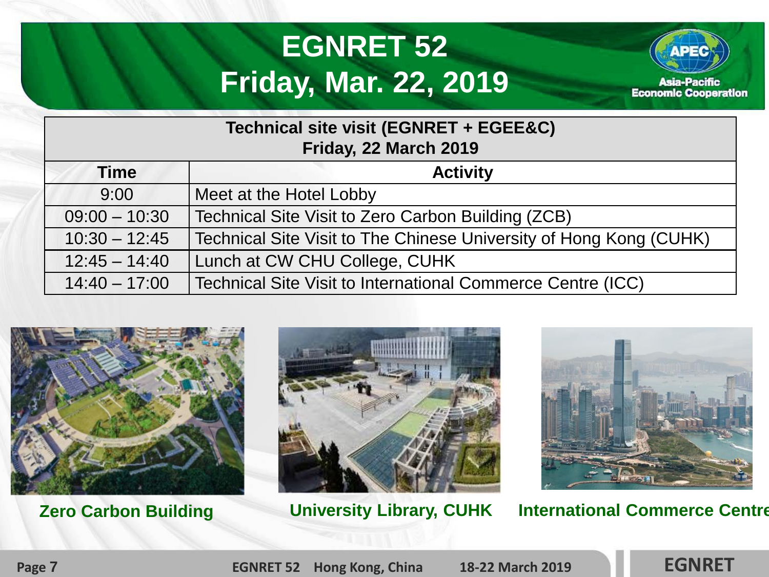# EGNRET 52
## Friday, Mar. 22, 2019

| Technical site visit (EGNRET + EGEE&C) Friday, 22 March 2019 | |
|---|---|
| **Time** | **Activity** |
| 9:00 | Meet at the Hotel Lobby |
| 09:00 – 10:30 | Technical Site Visit to Zero Carbon Building (ZCB) |
| 10:30 – 12:45 | Technical Site Visit to The Chinese University of Hong Kong (CUHK) |
| 12:45 – 14:40 | Lunch at CW CHU College, CUHK |
| 14:40 – 17:00 | Technical Site Visit to International Commerce Centre (ICC) |

**Zero Carbon Building**

**University Library, CUHK**

**International Commerce Centre**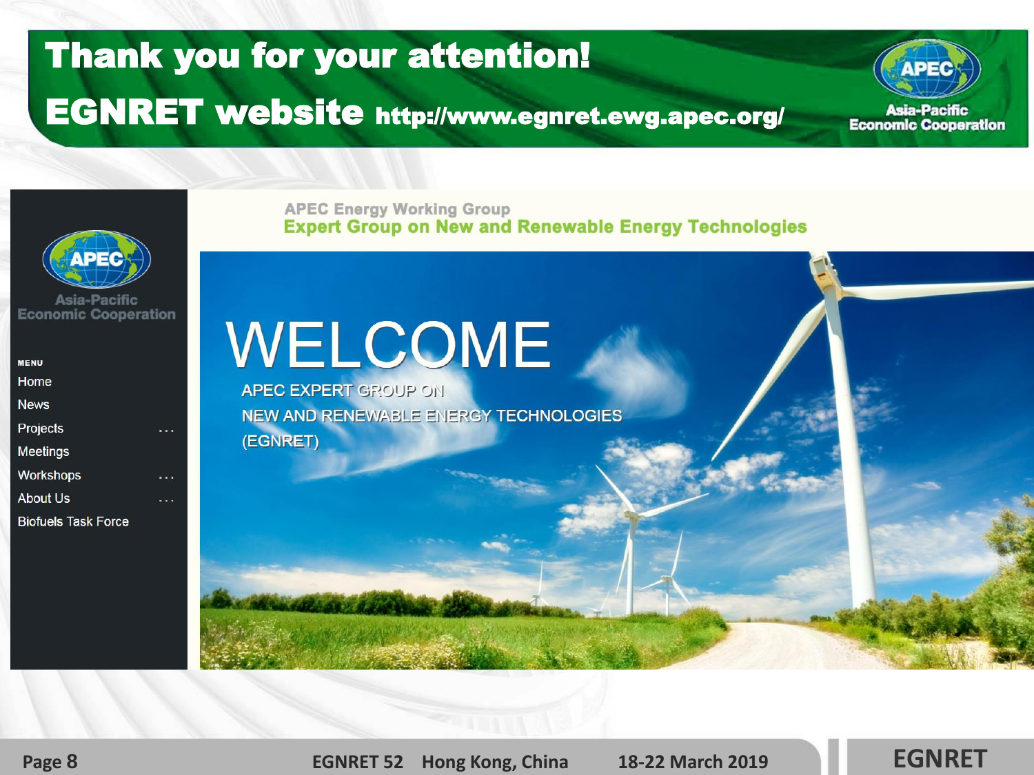# Thank you for your attention!

## EGNRET website http://www.egnret.ewg.apec.org/

APEC Asia-Pacific Economic Cooperation

APEC Asia-Pacific Economic Cooperation

MENU

- Home
- News
- Projects ...
- Meetings
- Workshops ...
- About Us ...
- Biofuels Task Force

APEC Energy Working Group

Expert Group on New and Renewable Energy Technologies

WELCOME

APEC EXPERT GROUP ON NEW AND RENEWABLE ENERGY TECHNOLOGIES (EGNRET)